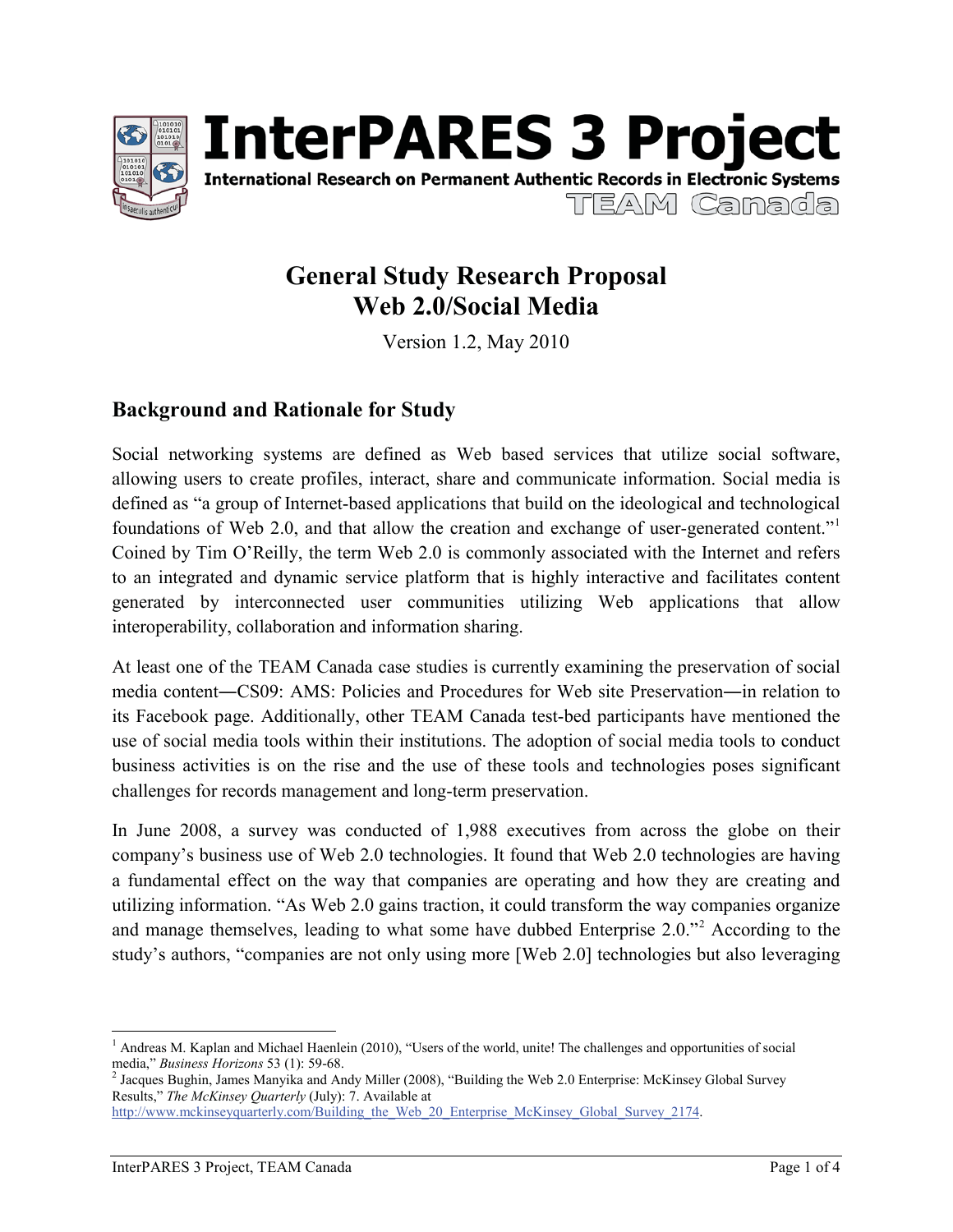# InterPARES 3 Project

**International Research on Permanent Authentic Records in Electronic Systems**

TEAM Canada

## General Study Research Proposal
## Web 2.0/Social Media

Version 1.2, May 2010

## Background and Rationale for Study

Social networking systems are defined as Web based services that utilize social software, allowing users to create profiles, interact, share and communicate information. Social media is defined as "a group of Internet-based applications that build on the ideological and technological foundations of Web 2.0, and that allow the creation and exchange of user-generated content."[1] Coined by Tim O'Reilly, the term Web 2.0 is commonly associated with the Internet and refers to an integrated and dynamic service platform that is highly interactive and facilitates content generated by interconnected user communities utilizing Web applications that allow interoperability, collaboration and information sharing.

At least one of the TEAM Canada case studies is currently examining the preservation of social media content―CS09: AMS: Policies and Procedures for Web site Preservation―in relation to its Facebook page. Additionally, other TEAM Canada test-bed participants have mentioned the use of social media tools within their institutions. The adoption of social media tools to conduct business activities is on the rise and the use of these tools and technologies poses significant challenges for records management and long-term preservation.

In June 2008, a survey was conducted of 1,988 executives from across the globe on their company's business use of Web 2.0 technologies. It found that Web 2.0 technologies are having a fundamental effect on the way that companies are operating and how they are creating and utilizing information. "As Web 2.0 gains traction, it could transform the way companies organize and manage themselves, leading to what some have dubbed Enterprise 2.0."[2] According to the study's authors, "companies are not only using more [Web 2.0] technologies but also leveraging

---

[1] Andreas M. Kaplan and Michael Haenlein (2010), "Users of the world, unite! The challenges and opportunities of social media," *Business Horizons* 53 (1): 59-68.

[2] Jacques Bughin, James Manyika and Andy Miller (2008), "Building the Web 2.0 Enterprise: McKinsey Global Survey Results," *The McKinsey Quarterly* (July): 7. Available at http://www.mckinseyquarterly.com/Building_the_Web_20_Enterprise_McKinsey_Global_Survey_2174.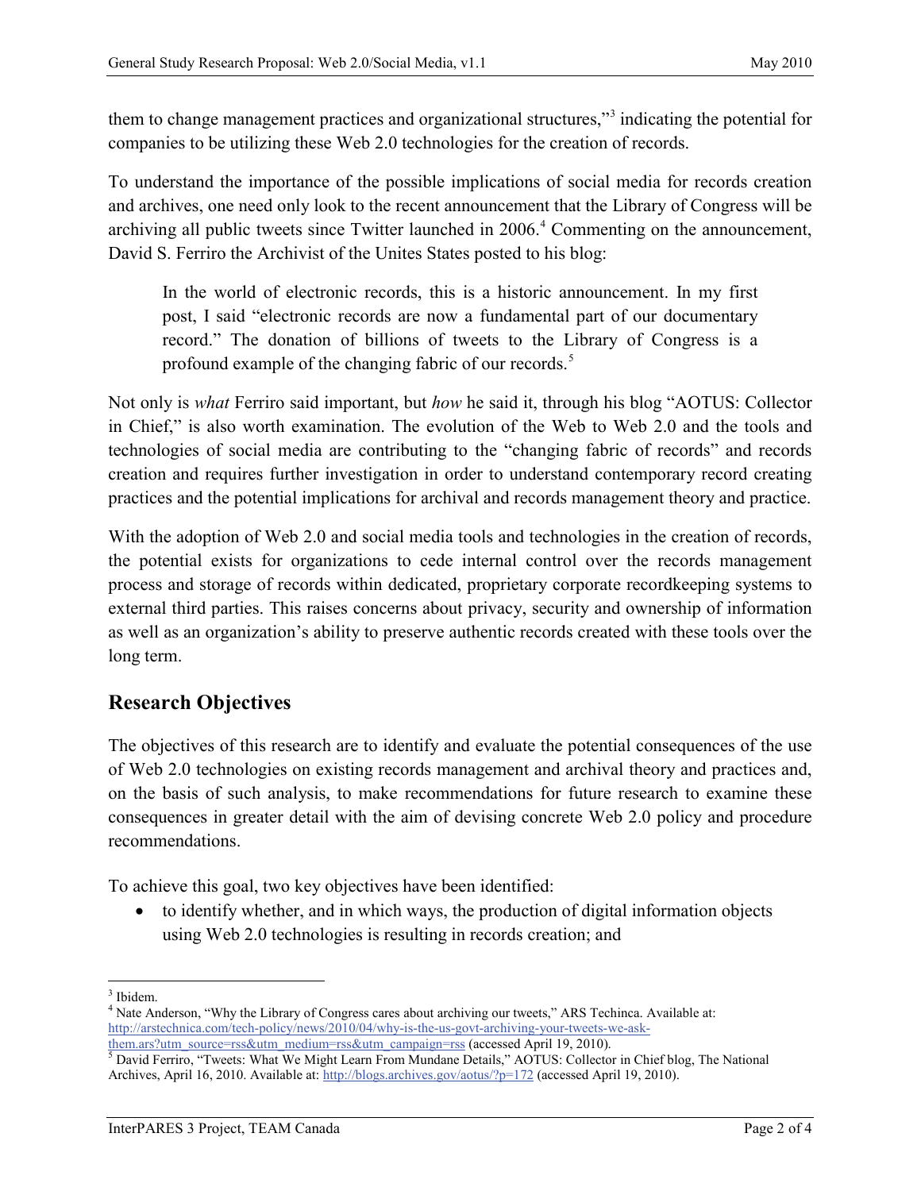them to change management practices and organizational structures,"[3] indicating the potential for companies to be utilizing these Web 2.0 technologies for the creation of records.

To understand the importance of the possible implications of social media for records creation and archives, one need only look to the recent announcement that the Library of Congress will be archiving all public tweets since Twitter launched in 2006.[4] Commenting on the announcement, David S. Ferriro the Archivist of the Unites States posted to his blog:

> In the world of electronic records, this is a historic announcement. In my first post, I said "electronic records are now a fundamental part of our documentary record." The donation of billions of tweets to the Library of Congress is a profound example of the changing fabric of our records.[5]

Not only is *what* Ferriro said important, but *how* he said it, through his blog "AOTUS: Collector in Chief," is also worth examination. The evolution of the Web to Web 2.0 and the tools and technologies of social media are contributing to the "changing fabric of records" and records creation and requires further investigation in order to understand contemporary record creating practices and the potential implications for archival and records management theory and practice.

With the adoption of Web 2.0 and social media tools and technologies in the creation of records, the potential exists for organizations to cede internal control over the records management process and storage of records within dedicated, proprietary corporate recordkeeping systems to external third parties. This raises concerns about privacy, security and ownership of information as well as an organization's ability to preserve authentic records created with these tools over the long term.

## Research Objectives

The objectives of this research are to identify and evaluate the potential consequences of the use of Web 2.0 technologies on existing records management and archival theory and practices and, on the basis of such analysis, to make recommendations for future research to examine these consequences in greater detail with the aim of devising concrete Web 2.0 policy and procedure recommendations.

To achieve this goal, two key objectives have been identified:

- to identify whether, and in which ways, the production of digital information objects using Web 2.0 technologies is resulting in records creation; and

---

[3] Ibidem.

[4] Nate Anderson, "Why the Library of Congress cares about archiving our tweets," ARS Techinca. Available at: http://arstechnica.com/tech-policy/news/2010/04/why-is-the-us-govt-archiving-your-tweets-we-ask-them.ars?utm_source=rss&utm_medium=rss&utm_campaign=rss (accessed April 19, 2010).

[5] David Ferriro, "Tweets: What We Might Learn From Mundane Details," AOTUS: Collector in Chief blog, The National Archives, April 16, 2010. Available at: http://blogs.archives.gov/aotus/?p=172 (accessed April 19, 2010).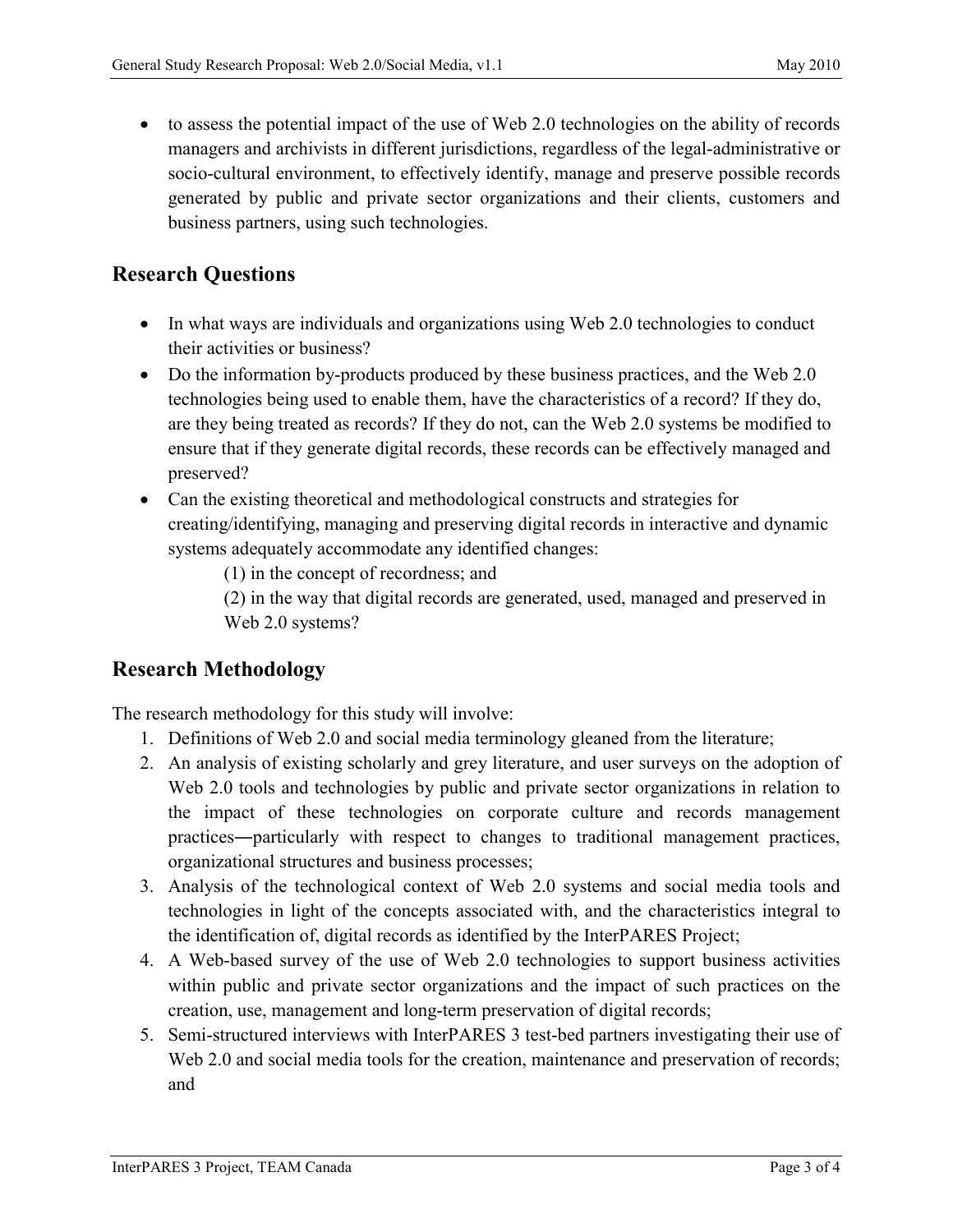- to assess the potential impact of the use of Web 2.0 technologies on the ability of records managers and archivists in different jurisdictions, regardless of the legal-administrative or socio-cultural environment, to effectively identify, manage and preserve possible records generated by public and private sector organizations and their clients, customers and business partners, using such technologies.

## Research Questions

- In what ways are individuals and organizations using Web 2.0 technologies to conduct their activities or business?
- Do the information by-products produced by these business practices, and the Web 2.0 technologies being used to enable them, have the characteristics of a record? If they do, are they being treated as records? If they do not, can the Web 2.0 systems be modified to ensure that if they generate digital records, these records can be effectively managed and preserved?
- Can the existing theoretical and methodological constructs and strategies for creating/identifying, managing and preserving digital records in interactive and dynamic systems adequately accommodate any identified changes:
  - (1) in the concept of recordness; and
  - (2) in the way that digital records are generated, used, managed and preserved in Web 2.0 systems?

## Research Methodology

The research methodology for this study will involve:

1. Definitions of Web 2.0 and social media terminology gleaned from the literature;
2. An analysis of existing scholarly and grey literature, and user surveys on the adoption of Web 2.0 tools and technologies by public and private sector organizations in relation to the impact of these technologies on corporate culture and records management practices—particularly with respect to changes to traditional management practices, organizational structures and business processes;
3. Analysis of the technological context of Web 2.0 systems and social media tools and technologies in light of the concepts associated with, and the characteristics integral to the identification of, digital records as identified by the InterPARES Project;
4. A Web-based survey of the use of Web 2.0 technologies to support business activities within public and private sector organizations and the impact of such practices on the creation, use, management and long-term preservation of digital records;
5. Semi-structured interviews with InterPARES 3 test-bed partners investigating their use of Web 2.0 and social media tools for the creation, maintenance and preservation of records; and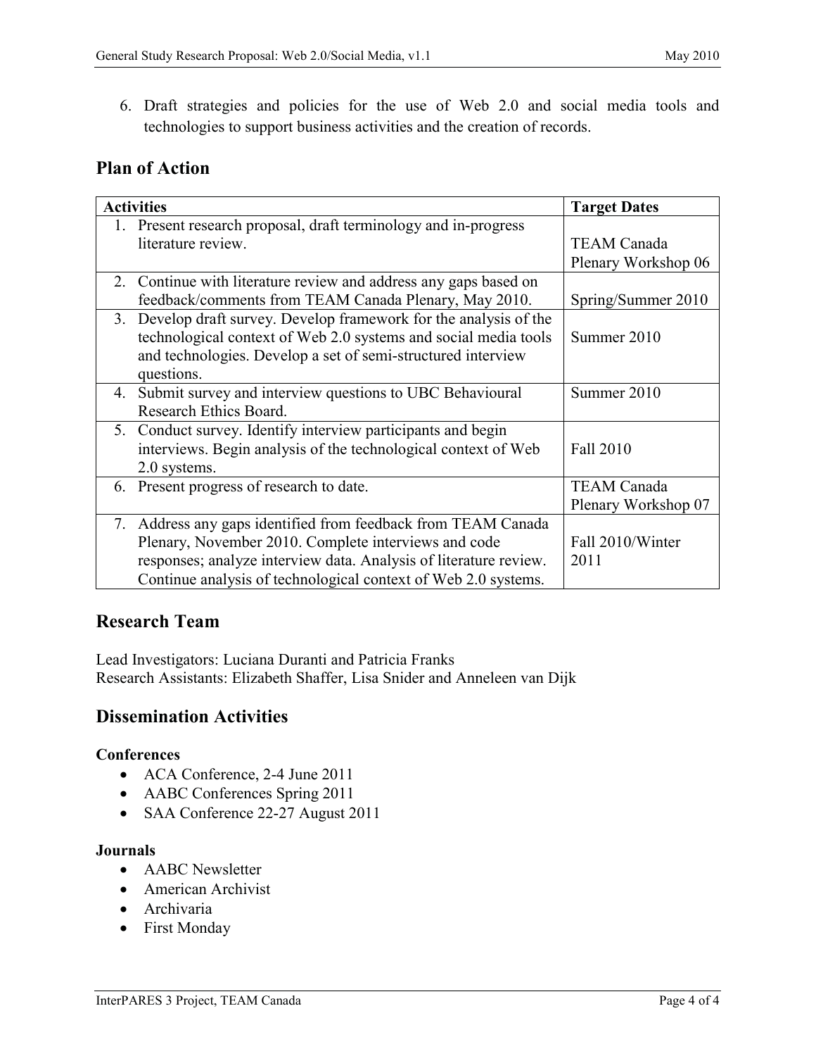6. Draft strategies and policies for the use of Web 2.0 and social media tools and technologies to support business activities and the creation of records.

## Plan of Action

| Activities | Target Dates |
|---|---|
| 1. Present research proposal, draft terminology and in-progress literature review. | TEAM Canada Plenary Workshop 06 |
| 2. Continue with literature review and address any gaps based on feedback/comments from TEAM Canada Plenary, May 2010. | Spring/Summer 2010 |
| 3. Develop draft survey. Develop framework for the analysis of the technological context of Web 2.0 systems and social media tools and technologies. Develop a set of semi-structured interview questions. | Summer 2010 |
| 4. Submit survey and interview questions to UBC Behavioural Research Ethics Board. | Summer 2010 |
| 5. Conduct survey. Identify interview participants and begin interviews. Begin analysis of the technological context of Web 2.0 systems. | Fall 2010 |
| 6. Present progress of research to date. | TEAM Canada Plenary Workshop 07 |
| 7. Address any gaps identified from feedback from TEAM Canada Plenary, November 2010. Complete interviews and code responses; analyze interview data. Analysis of literature review. Continue analysis of technological context of Web 2.0 systems. | Fall 2010/Winter 2011 |

## Research Team

Lead Investigators: Luciana Duranti and Patricia Franks
Research Assistants: Elizabeth Shaffer, Lisa Snider and Anneleen van Dijk

## Dissemination Activities

### Conferences

- ACA Conference, 2-4 June 2011
- AABC Conferences Spring 2011
- SAA Conference 22-27 August 2011

### Journals

- AABC Newsletter
- American Archivist
- Archivaria
- First Monday